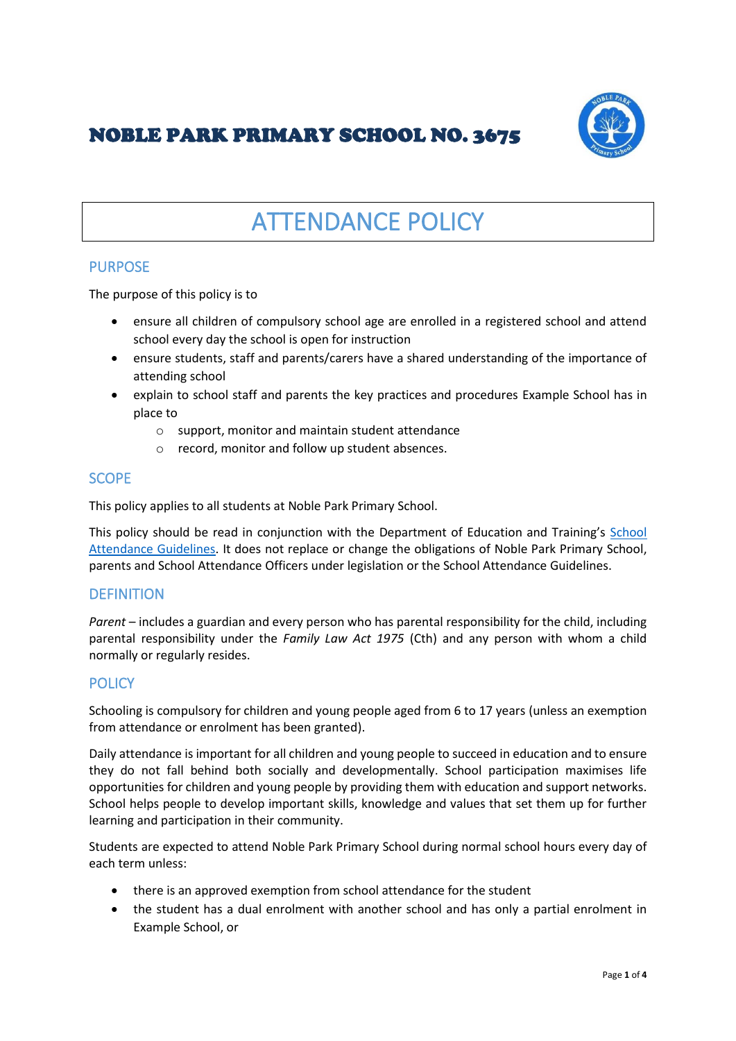# NOBLE PARK PRIMARY SCHOOL NO. 3675

# ATTENDANCE POLICY

## PURPOSE

The purpose of this policy is to

- ensure all children of compulsory school age are enrolled in a registered school and attend school every day the school is open for instruction
- ensure students, staff and parents/carers have a shared understanding of the importance of attending school
- explain to school staff and parents the key practices and procedures Example School has in place to
  - support, monitor and maintain student attendance
  - record, monitor and follow up student absences.

## SCOPE

This policy applies to all students at Noble Park Primary School.

This policy should be read in conjunction with the Department of Education and Training's School Attendance Guidelines. It does not replace or change the obligations of Noble Park Primary School, parents and School Attendance Officers under legislation or the School Attendance Guidelines.

## DEFINITION

*Parent* – includes a guardian and every person who has parental responsibility for the child, including parental responsibility under the *Family Law Act 1975* (Cth) and any person with whom a child normally or regularly resides.

## POLICY

Schooling is compulsory for children and young people aged from 6 to 17 years (unless an exemption from attendance or enrolment has been granted).

Daily attendance is important for all children and young people to succeed in education and to ensure they do not fall behind both socially and developmentally. School participation maximises life opportunities for children and young people by providing them with education and support networks. School helps people to develop important skills, knowledge and values that set them up for further learning and participation in their community.

Students are expected to attend Noble Park Primary School during normal school hours every day of each term unless:

- there is an approved exemption from school attendance for the student
- the student has a dual enrolment with another school and has only a partial enrolment in Example School, or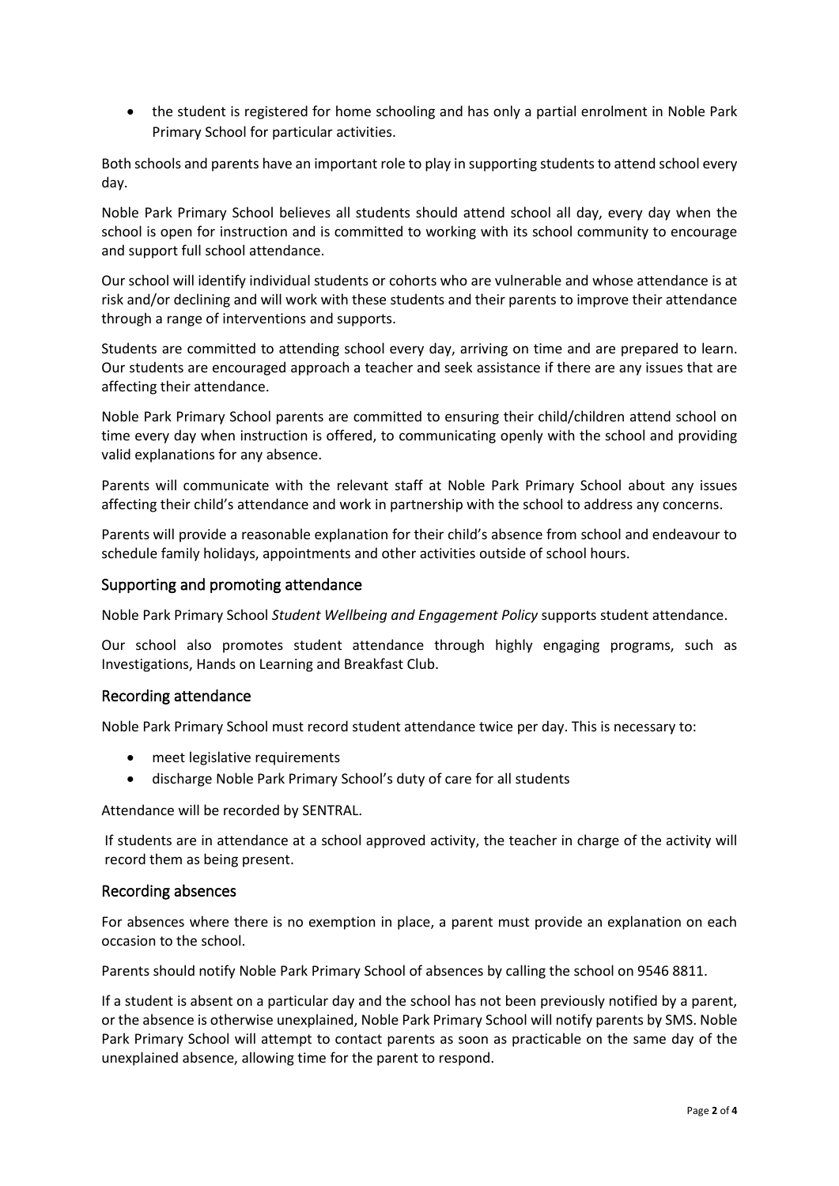- the student is registered for home schooling and has only a partial enrolment in Noble Park Primary School for particular activities.

Both schools and parents have an important role to play in supporting students to attend school every day.

Noble Park Primary School believes all students should attend school all day, every day when the school is open for instruction and is committed to working with its school community to encourage and support full school attendance.

Our school will identify individual students or cohorts who are vulnerable and whose attendance is at risk and/or declining and will work with these students and their parents to improve their attendance through a range of interventions and supports.

Students are committed to attending school every day, arriving on time and are prepared to learn. Our students are encouraged approach a teacher and seek assistance if there are any issues that are affecting their attendance.

Noble Park Primary School parents are committed to ensuring their child/children attend school on time every day when instruction is offered, to communicating openly with the school and providing valid explanations for any absence.

Parents will communicate with the relevant staff at Noble Park Primary School about any issues affecting their child's attendance and work in partnership with the school to address any concerns.

Parents will provide a reasonable explanation for their child's absence from school and endeavour to schedule family holidays, appointments and other activities outside of school hours.

## Supporting and promoting attendance

Noble Park Primary School *Student Wellbeing and Engagement Policy* supports student attendance.

Our school also promotes student attendance through highly engaging programs, such as Investigations, Hands on Learning and Breakfast Club.

## Recording attendance

Noble Park Primary School must record student attendance twice per day. This is necessary to:

- meet legislative requirements
- discharge Noble Park Primary School's duty of care for all students

Attendance will be recorded by SENTRAL.

If students are in attendance at a school approved activity, the teacher in charge of the activity will record them as being present.

## Recording absences

For absences where there is no exemption in place, a parent must provide an explanation on each occasion to the school.

Parents should notify Noble Park Primary School of absences by calling the school on 9546 8811.

If a student is absent on a particular day and the school has not been previously notified by a parent, or the absence is otherwise unexplained, Noble Park Primary School will notify parents by SMS. Noble Park Primary School will attempt to contact parents as soon as practicable on the same day of the unexplained absence, allowing time for the parent to respond.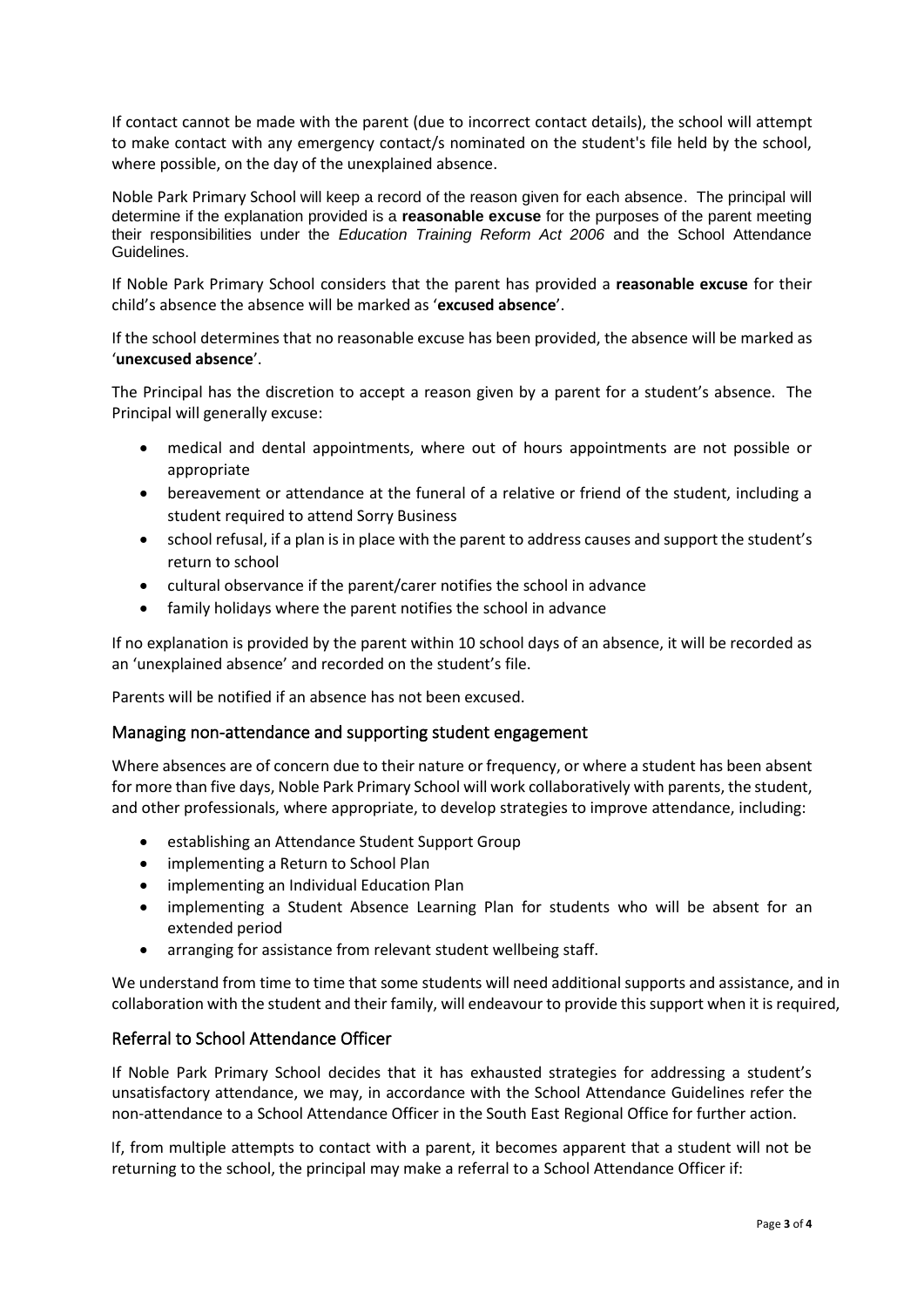If contact cannot be made with the parent (due to incorrect contact details), the school will attempt to make contact with any emergency contact/s nominated on the student's file held by the school, where possible, on the day of the unexplained absence.

Noble Park Primary School will keep a record of the reason given for each absence. The principal will determine if the explanation provided is a **reasonable excuse** for the purposes of the parent meeting their responsibilities under the *Education Training Reform Act 2006* and the School Attendance Guidelines.

If Noble Park Primary School considers that the parent has provided a **reasonable excuse** for their child's absence the absence will be marked as '**excused absence**'.

If the school determines that no reasonable excuse has been provided, the absence will be marked as '**unexcused absence**'.

The Principal has the discretion to accept a reason given by a parent for a student's absence. The Principal will generally excuse:

- medical and dental appointments, where out of hours appointments are not possible or appropriate
- bereavement or attendance at the funeral of a relative or friend of the student, including a student required to attend Sorry Business
- school refusal, if a plan is in place with the parent to address causes and support the student's return to school
- cultural observance if the parent/carer notifies the school in advance
- family holidays where the parent notifies the school in advance

If no explanation is provided by the parent within 10 school days of an absence, it will be recorded as an 'unexplained absence' and recorded on the student's file.

Parents will be notified if an absence has not been excused.

## Managing non-attendance and supporting student engagement

Where absences are of concern due to their nature or frequency, or where a student has been absent for more than five days, Noble Park Primary School will work collaboratively with parents, the student, and other professionals, where appropriate, to develop strategies to improve attendance, including:

- establishing an Attendance Student Support Group
- implementing a Return to School Plan
- implementing an Individual Education Plan
- implementing a Student Absence Learning Plan for students who will be absent for an extended period
- arranging for assistance from relevant student wellbeing staff.

We understand from time to time that some students will need additional supports and assistance, and in collaboration with the student and their family, will endeavour to provide this support when it is required,

## Referral to School Attendance Officer

If Noble Park Primary School decides that it has exhausted strategies for addressing a student's unsatisfactory attendance, we may, in accordance with the School Attendance Guidelines refer the non-attendance to a School Attendance Officer in the South East Regional Office for further action.

If, from multiple attempts to contact with a parent, it becomes apparent that a student will not be returning to the school, the principal may make a referral to a School Attendance Officer if: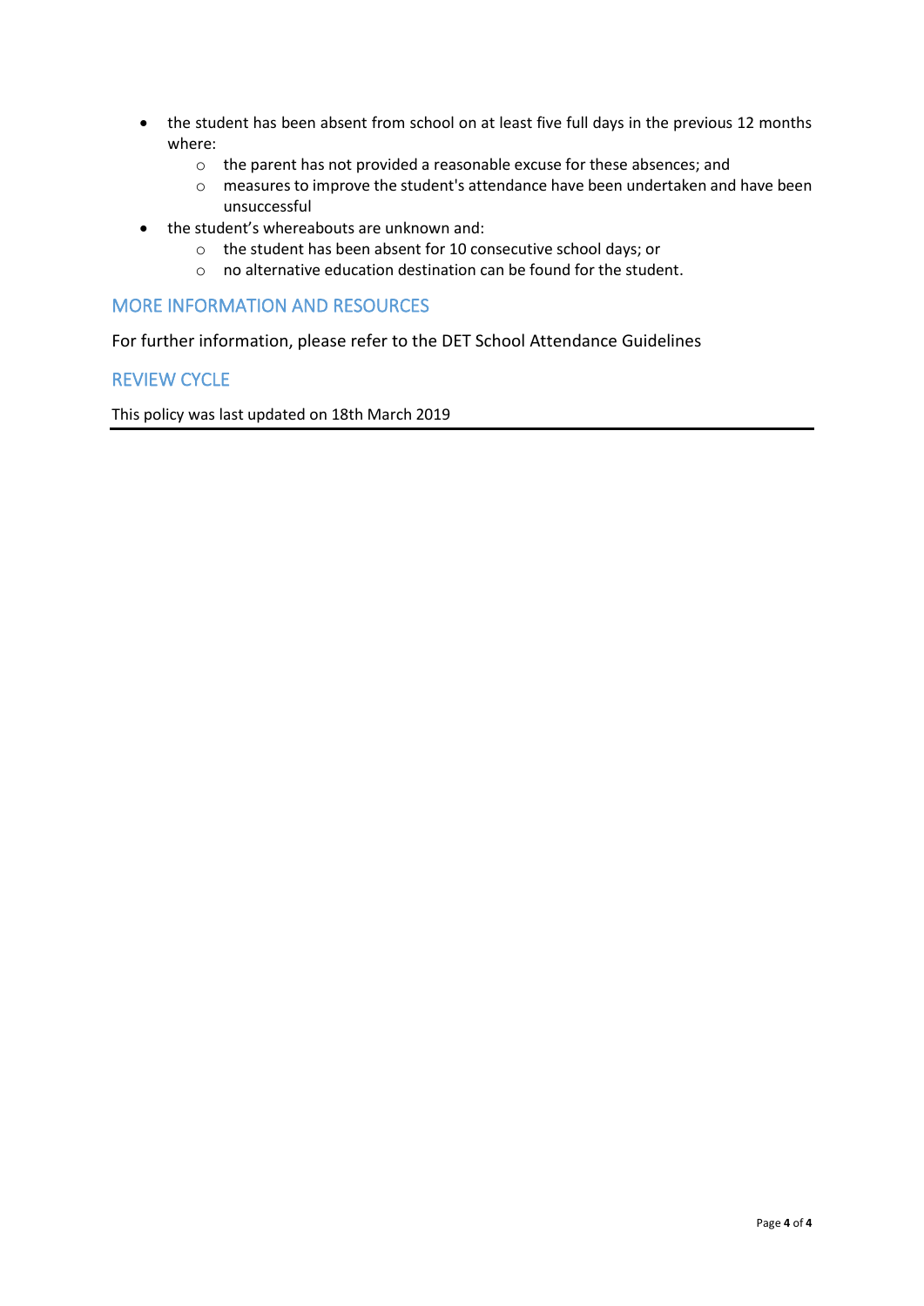- the student has been absent from school on at least five full days in the previous 12 months where:
    - the parent has not provided a reasonable excuse for these absences; and
    - measures to improve the student's attendance have been undertaken and have been unsuccessful
- the student's whereabouts are unknown and:
    - the student has been absent for 10 consecutive school days; or
    - no alternative education destination can be found for the student.

## MORE INFORMATION AND RESOURCES

For further information, please refer to the DET School Attendance Guidelines

## REVIEW CYCLE

This policy was last updated on 18th March 2019